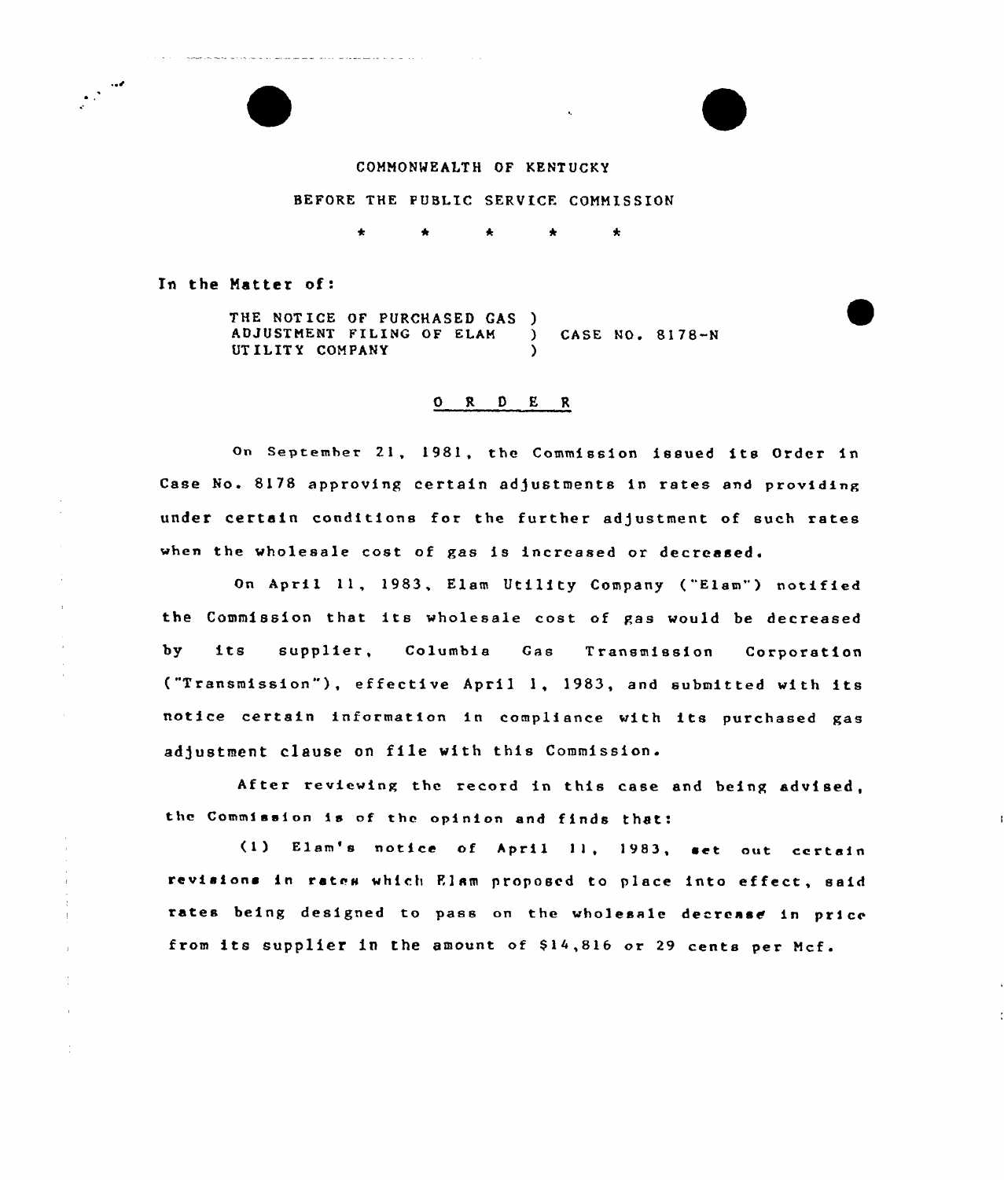COMMONWEALTH OF KENTUCKY

BEFORE THE PUBLIC SERVICE COMMISSION

\* \* \* \* \*

In the Matter of:

THE NOTICE OF PURCHASED GAS ) ADJUSTMENT FILING OF ELAM ) CASE NO. 8178-N UTILITY COMPANY )

## O R D E R

On September 21, 1981, the Commission issued its Order in Case No. 8178 approving certain adjustments in rates and providing under certain conditions for the further adjustment of such rates when the wholesale cost of gas is increased or decreased.

On April 11, 1983, Elam Utility Company ("Elam") notified the Commission that its wholesale cost of gas would be decreased by its supplier, Columbia Gas Transmission Corporation ("Transmission"), effective April 1, 1983, and submitted with its notice certain information in compliance with its purchased gas adjustment clause on file with this Commission.

After reviewing the record in this case and being advised, the Commission is of the opinion and finds that:

(1) Elam's notice of April 11, 1983, set out certain revisions in rates which Elam proposed to place into effect, said rates being designed to pass on the wholesale decrease in price from its supplier in the amount of $14,816 or 29 cents per Mcf.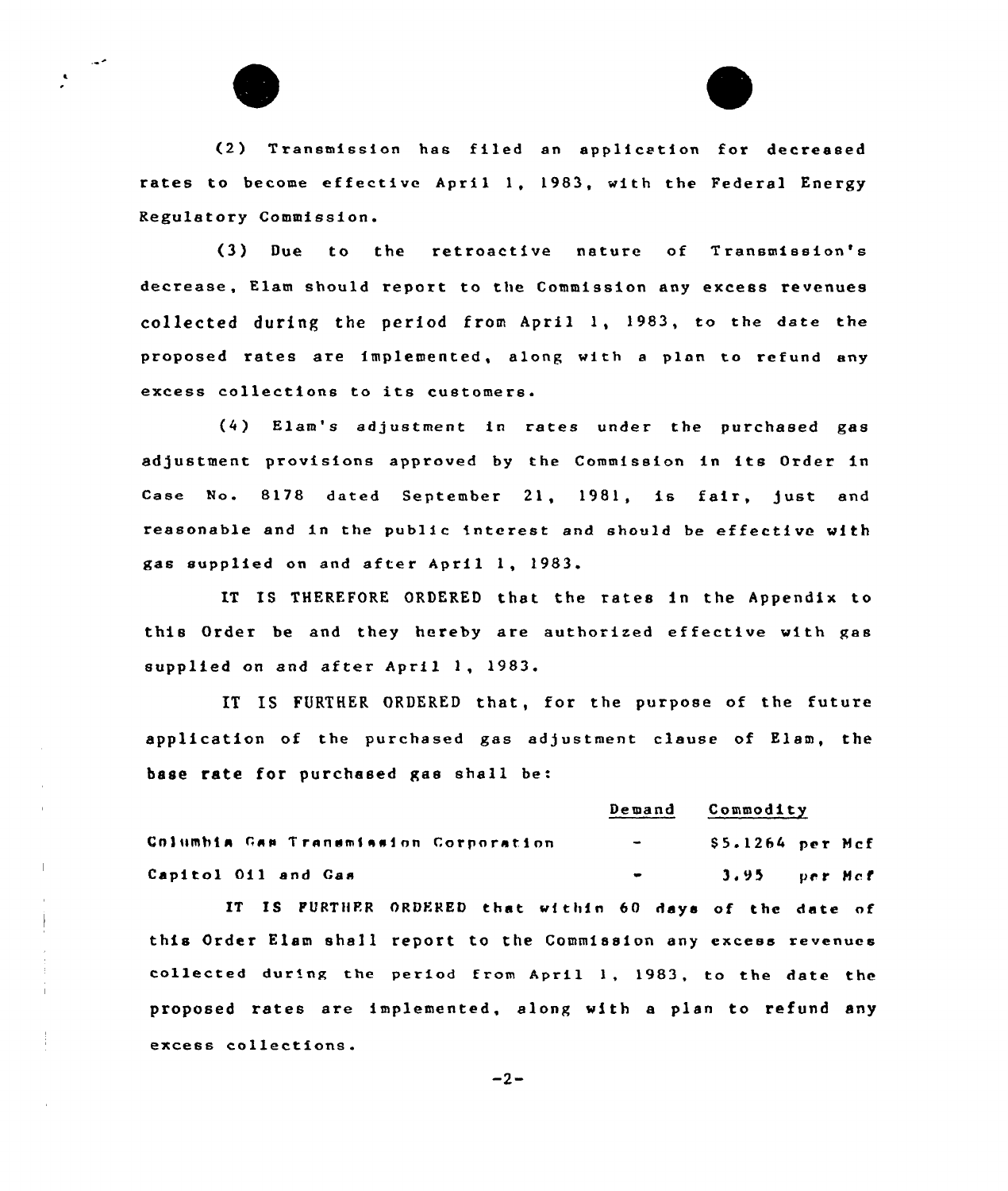(2) Transmission has filed an application for decreased rates to become effective April 1, 1983, with the Federal Energy Regulatory Commission.

(3) Due to the retroactive nature of Transmission's decrease, Elam should report to the Commission any excess revenues collected during the period from April 1, 1983, to the date the proposed rates are implemented, along with a plan to refund any excess collections to its customers.

(4) Elam's adjustment in rates under the purchased gas adjustment provisions approved by the Commission in its Order in Case No. 8178 dated September 21, 1981, is fair, just and reasonable and in the public interest and should be effective with gas supplied on and after April 1, 1983.

IT IS THEREFORE ORDERED that the rates in the Appendix to this Order be and they hereby are authorized effective with gas supplied on and after April 1, 1983.

IT IS FURTHER ORDERED that, for the purpose of the future application of the purchased gas adjustment clause of Elam, the base rate for purchased gas shall be:

| | Demand | Commodity |
|---|---|---|
| Columbia Gas Transmission Corporation | - | $5.1264 per Mcf |
| Capitol Oil and Gas | - | 3.95 per Mcf |

IT IS FURTHER ORDERED that within 60 days of the date of this Order Elam shall report to the Commission any excess revenues collected during the period from April 1, 1983, to the date the proposed rates are implemented, along with a plan to refund any excess collections.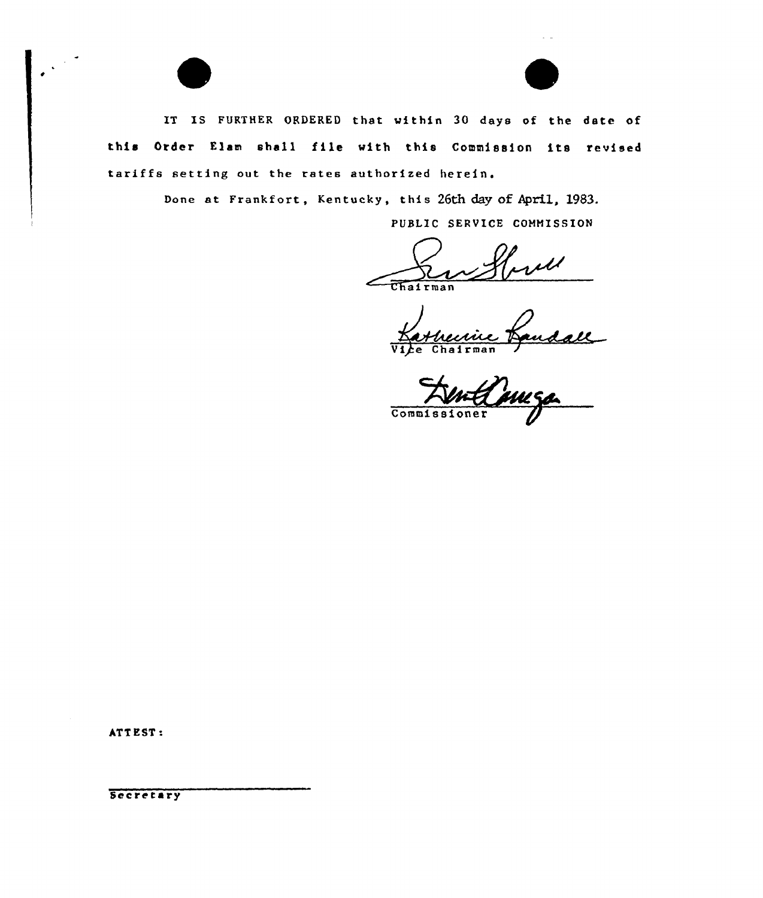IT IS FURTHER ORDERED that within 30 days of the date of this Order Elam shall file with this Commission its revised tariffs setting out the rates authorized herein.

Done at Frankfort, Kentucky, this 26th day of April, 1983.

PUBLIC SERVICE COMMISSION

Chairman

Vice Chairman

Commissioner

ATTEST:

Secretary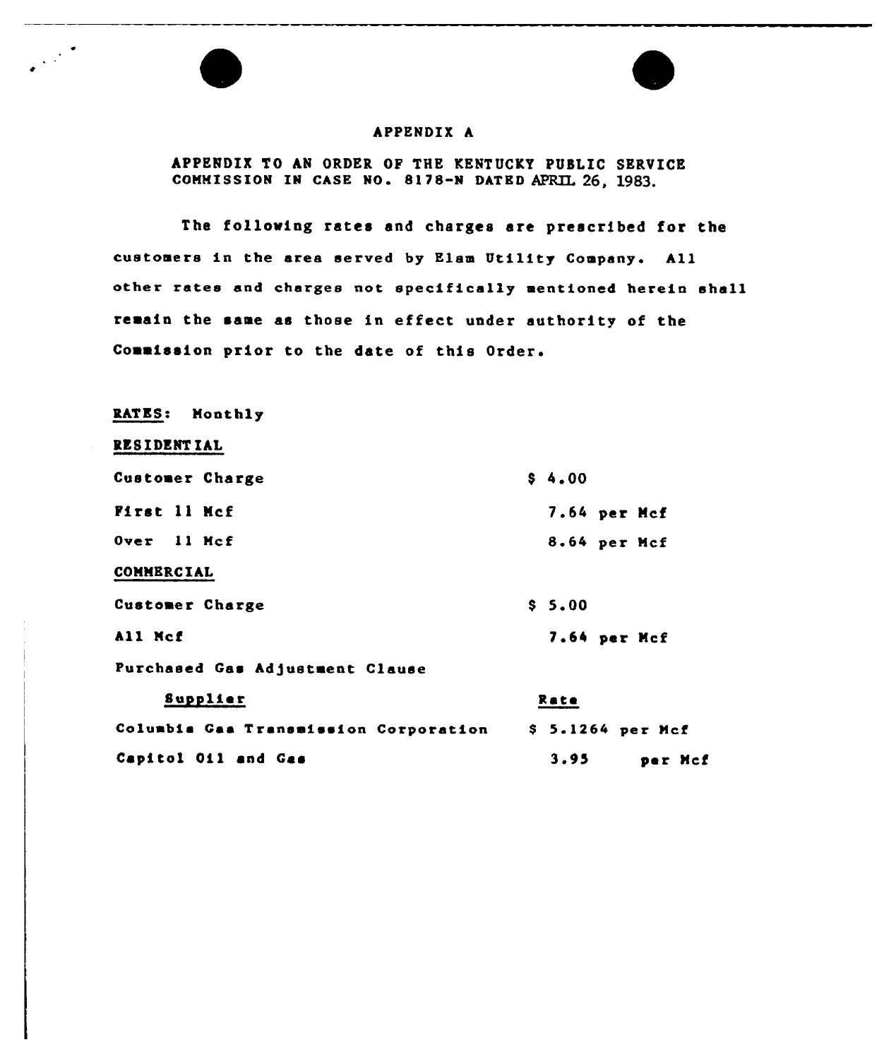# APPENDIX A

APPENDIX TO AN ORDER OF THE KENTUCKY PUBLIC SERVICE COMMISSION IN CASE NO. 8178-N DATED APRIL 26, 1983.

The following rates and charges are prescribed for the customers in the area served by Elam Utility Company. All other rates and charges not specifically mentioned herein shall remain the same as those in effect under authority of the Commission prior to the date of this Order.

RATES: Monthly

RESIDENTIAL

| | |
|---|---|
| Customer Charge | $ 4.00 |
| First 11 Mcf | 7.64 per Mcf |
| Over 11 Mcf | 8.64 per Mcf |

COMMERCIAL

| | |
|---|---|
| Customer Charge | $ 5.00 |
| All Mcf | 7.64 per Mcf |

Purchased Gas Adjustment Clause

| Supplier | Rate |
|---|---|
| Columbia Gas Transmission Corporation | $ 5.1264 per Mcf |
| Capitol Oil and Gas | 3.95 per Mcf |